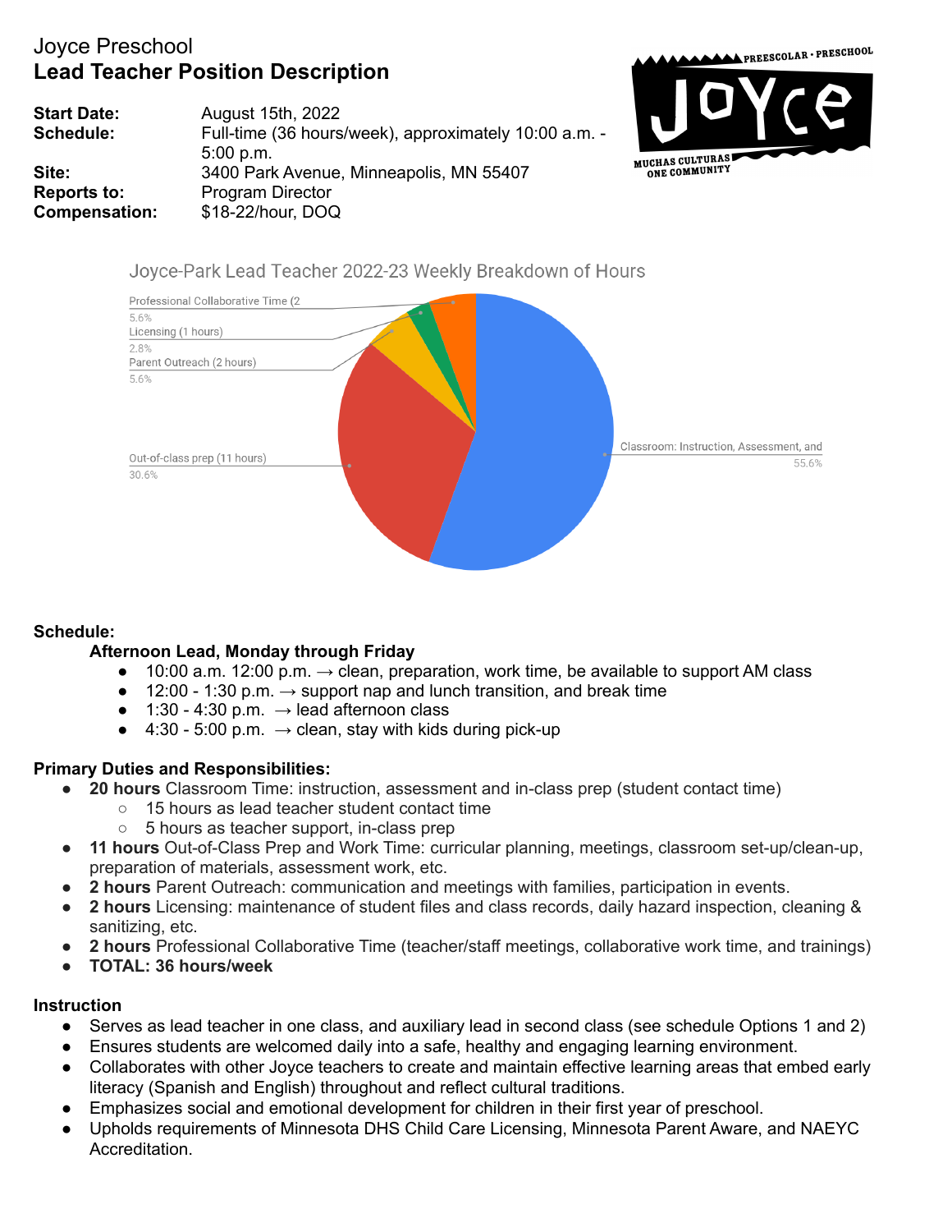# Joyce Preschool
## Lead Teacher Position Description

**Start Date:** August 15th, 2022
**Schedule:** Full-time (36 hours/week), approximately 10:00 a.m. - 5:00 p.m.
**Site:** 3400 Park Avenue, Minneapolis, MN 55407
**Reports to:** Program Director
**Compensation:** $18-22/hour, DOQ

PREESCOLAR · PRESCHOOL
JOYCE
MUCHAS CULTURAS ONE COMMUNITY

Joyce-Park Lead Teacher 2022-23 Weekly Breakdown of Hours

- Professional Collaborative Time (2 — 5.6%
- Licensing (1 hours) — 2.8%
- Parent Outreach (2 hours) — 5.6%
- Out-of-class prep (11 hours) — 30.6%
- Classroom: Instruction, Assessment, and — 55.6%

**Schedule:**

**Afternoon Lead, Monday through Friday**

- 10:00 a.m. 12:00 p.m. → clean, preparation, work time, be available to support AM class
- 12:00 - 1:30 p.m. → support nap and lunch transition, and break time
- 1:30 - 4:30 p.m. → lead afternoon class
- 4:30 - 5:00 p.m. → clean, stay with kids during pick-up

**Primary Duties and Responsibilities:**

- **20 hours** Classroom Time: instruction, assessment and in-class prep (student contact time)
  - 15 hours as lead teacher student contact time
  - 5 hours as teacher support, in-class prep
- **11 hours** Out-of-Class Prep and Work Time: curricular planning, meetings, classroom set-up/clean-up, preparation of materials, assessment work, etc.
- **2 hours** Parent Outreach: communication and meetings with families, participation in events.
- **2 hours** Licensing: maintenance of student files and class records, daily hazard inspection, cleaning & sanitizing, etc.
- **2 hours** Professional Collaborative Time (teacher/staff meetings, collaborative work time, and trainings)
- **TOTAL: 36 hours/week**

**Instruction**

- Serves as lead teacher in one class, and auxiliary lead in second class (see schedule Options 1 and 2)
- Ensures students are welcomed daily into a safe, healthy and engaging learning environment.
- Collaborates with other Joyce teachers to create and maintain effective learning areas that embed early literacy (Spanish and English) throughout and reflect cultural traditions.
- Emphasizes social and emotional development for children in their first year of preschool.
- Upholds requirements of Minnesota DHS Child Care Licensing, Minnesota Parent Aware, and NAEYC Accreditation.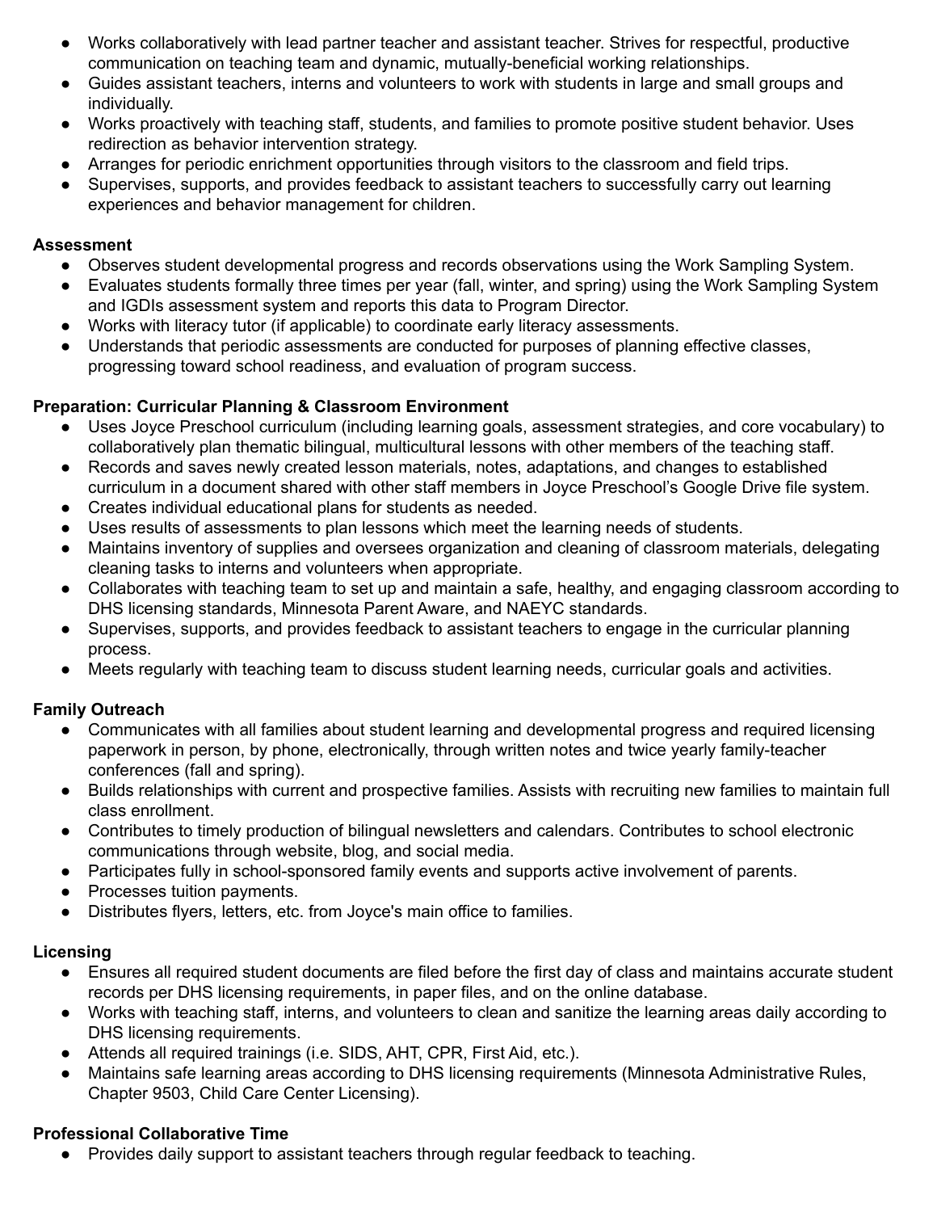- Works collaboratively with lead partner teacher and assistant teacher. Strives for respectful, productive communication on teaching team and dynamic, mutually-beneficial working relationships.
- Guides assistant teachers, interns and volunteers to work with students in large and small groups and individually.
- Works proactively with teaching staff, students, and families to promote positive student behavior. Uses redirection as behavior intervention strategy.
- Arranges for periodic enrichment opportunities through visitors to the classroom and field trips.
- Supervises, supports, and provides feedback to assistant teachers to successfully carry out learning experiences and behavior management for children.

**Assessment**

- Observes student developmental progress and records observations using the Work Sampling System.
- Evaluates students formally three times per year (fall, winter, and spring) using the Work Sampling System and IGDIs assessment system and reports this data to Program Director.
- Works with literacy tutor (if applicable) to coordinate early literacy assessments.
- Understands that periodic assessments are conducted for purposes of planning effective classes, progressing toward school readiness, and evaluation of program success.

**Preparation: Curricular Planning & Classroom Environment**

- Uses Joyce Preschool curriculum (including learning goals, assessment strategies, and core vocabulary) to collaboratively plan thematic bilingual, multicultural lessons with other members of the teaching staff.
- Records and saves newly created lesson materials, notes, adaptations, and changes to established curriculum in a document shared with other staff members in Joyce Preschool's Google Drive file system.
- Creates individual educational plans for students as needed.
- Uses results of assessments to plan lessons which meet the learning needs of students.
- Maintains inventory of supplies and oversees organization and cleaning of classroom materials, delegating cleaning tasks to interns and volunteers when appropriate.
- Collaborates with teaching team to set up and maintain a safe, healthy, and engaging classroom according to DHS licensing standards, Minnesota Parent Aware, and NAEYC standards.
- Supervises, supports, and provides feedback to assistant teachers to engage in the curricular planning process.
- Meets regularly with teaching team to discuss student learning needs, curricular goals and activities.

**Family Outreach**

- Communicates with all families about student learning and developmental progress and required licensing paperwork in person, by phone, electronically, through written notes and twice yearly family-teacher conferences (fall and spring).
- Builds relationships with current and prospective families. Assists with recruiting new families to maintain full class enrollment.
- Contributes to timely production of bilingual newsletters and calendars. Contributes to school electronic communications through website, blog, and social media.
- Participates fully in school-sponsored family events and supports active involvement of parents.
- Processes tuition payments.
- Distributes flyers, letters, etc. from Joyce's main office to families.

**Licensing**

- Ensures all required student documents are filed before the first day of class and maintains accurate student records per DHS licensing requirements, in paper files, and on the online database.
- Works with teaching staff, interns, and volunteers to clean and sanitize the learning areas daily according to DHS licensing requirements.
- Attends all required trainings (i.e. SIDS, AHT, CPR, First Aid, etc.).
- Maintains safe learning areas according to DHS licensing requirements (Minnesota Administrative Rules, Chapter 9503, Child Care Center Licensing).

**Professional Collaborative Time**

- Provides daily support to assistant teachers through regular feedback to teaching.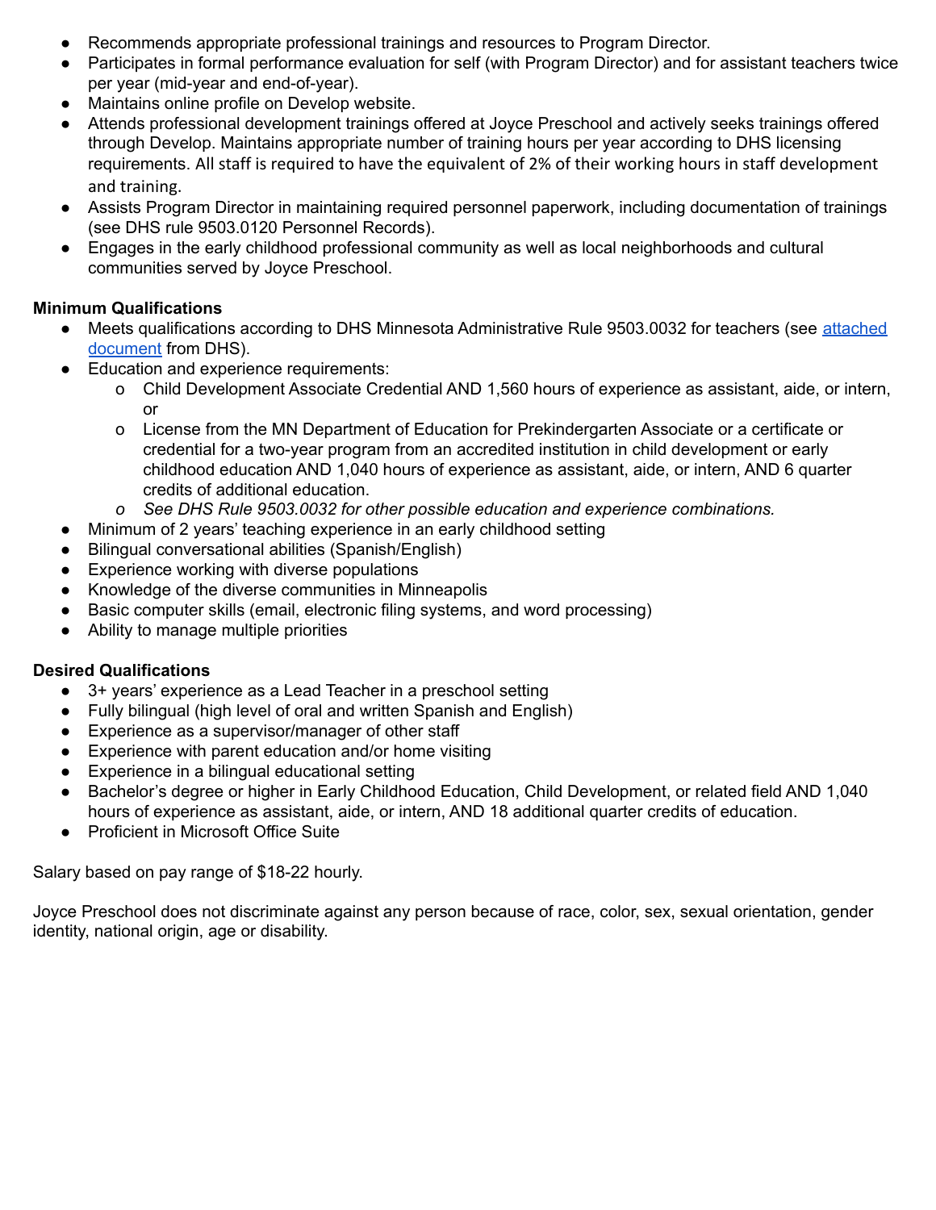- Recommends appropriate professional trainings and resources to Program Director.
- Participates in formal performance evaluation for self (with Program Director) and for assistant teachers twice per year (mid-year and end-of-year).
- Maintains online profile on Develop website.
- Attends professional development trainings offered at Joyce Preschool and actively seeks trainings offered through Develop. Maintains appropriate number of training hours per year according to DHS licensing requirements. All staff is required to have the equivalent of 2% of their working hours in staff development and training.
- Assists Program Director in maintaining required personnel paperwork, including documentation of trainings (see DHS rule 9503.0120 Personnel Records).
- Engages in the early childhood professional community as well as local neighborhoods and cultural communities served by Joyce Preschool.

**Minimum Qualifications**

- Meets qualifications according to DHS Minnesota Administrative Rule 9503.0032 for teachers (see [attached document]() from DHS).
- Education and experience requirements:
  - Child Development Associate Credential AND 1,560 hours of experience as assistant, aide, or intern, or
  - License from the MN Department of Education for Prekindergarten Associate or a certificate or credential for a two-year program from an accredited institution in child development or early childhood education AND 1,040 hours of experience as assistant, aide, or intern, AND 6 quarter credits of additional education.
  - *See DHS Rule 9503.0032 for other possible education and experience combinations.*
- Minimum of 2 years' teaching experience in an early childhood setting
- Bilingual conversational abilities (Spanish/English)
- Experience working with diverse populations
- Knowledge of the diverse communities in Minneapolis
- Basic computer skills (email, electronic filing systems, and word processing)
- Ability to manage multiple priorities

**Desired Qualifications**

- 3+ years' experience as a Lead Teacher in a preschool setting
- Fully bilingual (high level of oral and written Spanish and English)
- Experience as a supervisor/manager of other staff
- Experience with parent education and/or home visiting
- Experience in a bilingual educational setting
- Bachelor's degree or higher in Early Childhood Education, Child Development, or related field AND 1,040 hours of experience as assistant, aide, or intern, AND 18 additional quarter credits of education.
- Proficient in Microsoft Office Suite

Salary based on pay range of $18-22 hourly.

Joyce Preschool does not discriminate against any person because of race, color, sex, sexual orientation, gender identity, national origin, age or disability.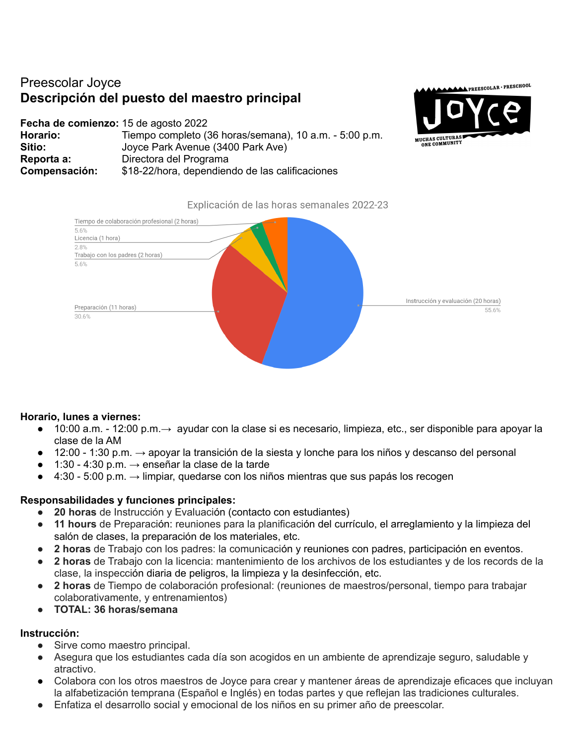Preescolar Joyce

## Descripción del puesto del maestro principal

**Fecha de comienzo:** 15 de agosto 2022
**Horario:** Tiempo completo (36 horas/semana), 10 a.m. - 5:00 p.m.
**Sitio:** Joyce Park Avenue (3400 Park Ave)
**Reporta a:** Directora del Programa
**Compensación:** $18-22/hora, dependiendo de las calificaciones

Explicación de las horas semanales 2022-23

- Tiempo de colaboración profesional (2 horas) 5.6%
- Licencia (1 hora) 2.8%
- Trabajo con los padres (2 horas) 5.6%
- Preparación (11 horas) 30.6%
- Instrucción y evaluación (20 horas) 55.6%

**Horario, lunes a viernes:**

- 10:00 a.m. - 12:00 p.m.→ ayudar con la clase si es necesario, limpieza, etc., ser disponible para apoyar la clase de la AM
- 12:00 - 1:30 p.m. → apoyar la transición de la siesta y lonche para los niños y descanso del personal
- 1:30 - 4:30 p.m. → enseñar la clase de la tarde
- 4:30 - 5:00 p.m. → limpiar, quedarse con los niños mientras que sus papás los recogen

**Responsabilidades y funciones principales:**

- **20 horas** de Instrucción y Evaluación (contacto con estudiantes)
- **11 hours** de Preparación: reuniones para la planificación del currículo, el arreglamiento y la limpieza del salón de clases, la preparación de los materiales, etc.
- **2 horas** de Trabajo con los padres: la comunicación y reuniones con padres, participación en eventos.
- **2 horas** de Trabajo con la licencia: mantenimiento de los archivos de los estudiantes y de los records de la clase, la inspección diaria de peligros, la limpieza y la desinfección, etc.
- **2 horas** de Tiempo de colaboración profesional: (reuniones de maestros/personal, tiempo para trabajar colaborativamente, y entrenamientos)
- **TOTAL: 36 horas/semana**

**Instrucción:**

- Sirve como maestro principal.
- Asegura que los estudiantes cada día son acogidos en un ambiente de aprendizaje seguro, saludable y atractivo.
- Colabora con los otros maestros de Joyce para crear y mantener áreas de aprendizaje eficaces que incluyan la alfabetización temprana (Español e Inglés) en todas partes y que reflejan las tradiciones culturales.
- Enfatiza el desarrollo social y emocional de los niños en su primer año de preescolar.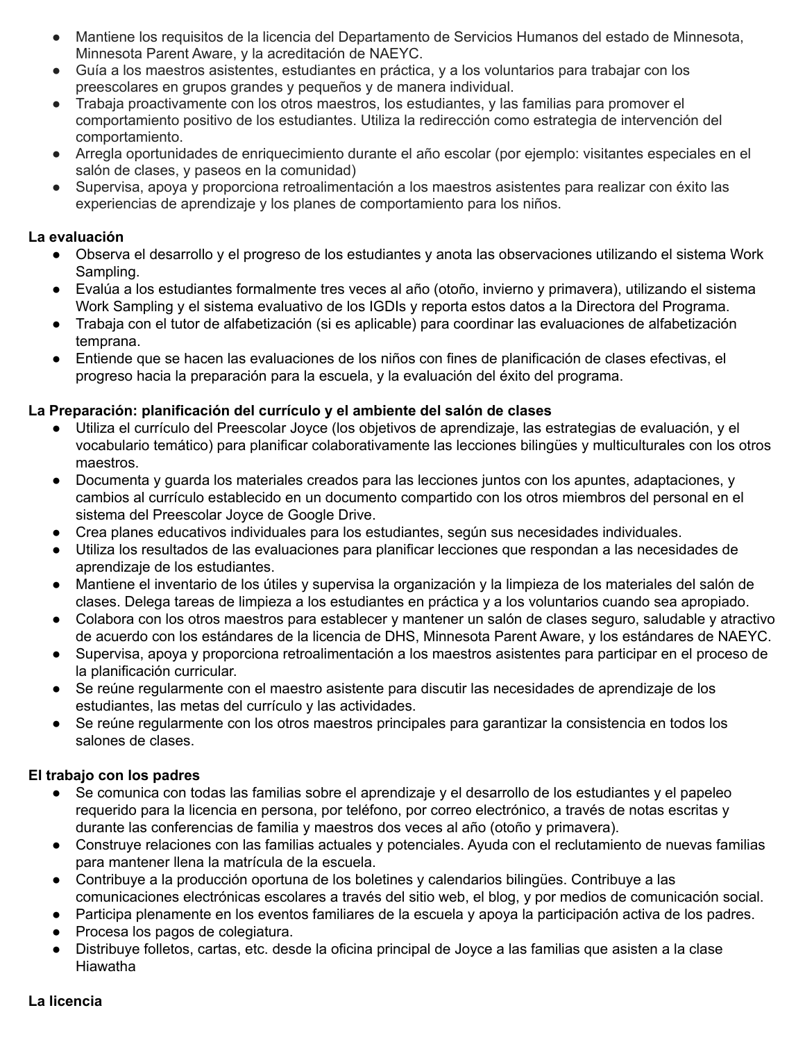- Mantiene los requisitos de la licencia del Departamento de Servicios Humanos del estado de Minnesota, Minnesota Parent Aware, y la acreditación de NAEYC.
- Guía a los maestros asistentes, estudiantes en práctica, y a los voluntarios para trabajar con los preescolares en grupos grandes y pequeños y de manera individual.
- Trabaja proactivamente con los otros maestros, los estudiantes, y las familias para promover el comportamiento positivo de los estudiantes. Utiliza la redirección como estrategia de intervención del comportamiento.
- Arregla oportunidades de enriquecimiento durante el año escolar (por ejemplo: visitantes especiales en el salón de clases, y paseos en la comunidad)
- Supervisa, apoya y proporciona retroalimentación a los maestros asistentes para realizar con éxito las experiencias de aprendizaje y los planes de comportamiento para los niños.

**La evaluación**

- Observa el desarrollo y el progreso de los estudiantes y anota las observaciones utilizando el sistema Work Sampling.
- Evalúa a los estudiantes formalmente tres veces al año (otoño, invierno y primavera), utilizando el sistema Work Sampling y el sistema evaluativo de los IGDIs y reporta estos datos a la Directora del Programa.
- Trabaja con el tutor de alfabetización (si es aplicable) para coordinar las evaluaciones de alfabetización temprana.
- Entiende que se hacen las evaluaciones de los niños con fines de planificación de clases efectivas, el progreso hacia la preparación para la escuela, y la evaluación del éxito del programa.

**La Preparación: planificación del currículo y el ambiente del salón de clases**

- Utiliza el currículo del Preescolar Joyce (los objetivos de aprendizaje, las estrategias de evaluación, y el vocabulario temático) para planificar colaborativamente las lecciones bilingües y multiculturales con los otros maestros.
- Documenta y guarda los materiales creados para las lecciones juntos con los apuntes, adaptaciones, y cambios al currículo establecido en un documento compartido con los otros miembros del personal en el sistema del Preescolar Joyce de Google Drive.
- Crea planes educativos individuales para los estudiantes, según sus necesidades individuales.
- Utiliza los resultados de las evaluaciones para planificar lecciones que respondan a las necesidades de aprendizaje de los estudiantes.
- Mantiene el inventario de los útiles y supervisa la organización y la limpieza de los materiales del salón de clases. Delega tareas de limpieza a los estudiantes en práctica y a los voluntarios cuando sea apropiado.
- Colabora con los otros maestros para establecer y mantener un salón de clases seguro, saludable y atractivo de acuerdo con los estándares de la licencia de DHS, Minnesota Parent Aware, y los estándares de NAEYC.
- Supervisa, apoya y proporciona retroalimentación a los maestros asistentes para participar en el proceso de la planificación curricular.
- Se reúne regularmente con el maestro asistente para discutir las necesidades de aprendizaje de los estudiantes, las metas del currículo y las actividades.
- Se reúne regularmente con los otros maestros principales para garantizar la consistencia en todos los salones de clases.

**El trabajo con los padres**

- Se comunica con todas las familias sobre el aprendizaje y el desarrollo de los estudiantes y el papeleo requerido para la licencia en persona, por teléfono, por correo electrónico, a través de notas escritas y durante las conferencias de familia y maestros dos veces al año (otoño y primavera).
- Construye relaciones con las familias actuales y potenciales. Ayuda con el reclutamiento de nuevas familias para mantener llena la matrícula de la escuela.
- Contribuye a la producción oportuna de los boletines y calendarios bilingües. Contribuye a las comunicaciones electrónicas escolares a través del sitio web, el blog, y por medios de comunicación social.
- Participa plenamente en los eventos familiares de la escuela y apoya la participación activa de los padres.
- Procesa los pagos de colegiatura.
- Distribuye folletos, cartas, etc. desde la oficina principal de Joyce a las familias que asisten a la clase Hiawatha

**La licencia**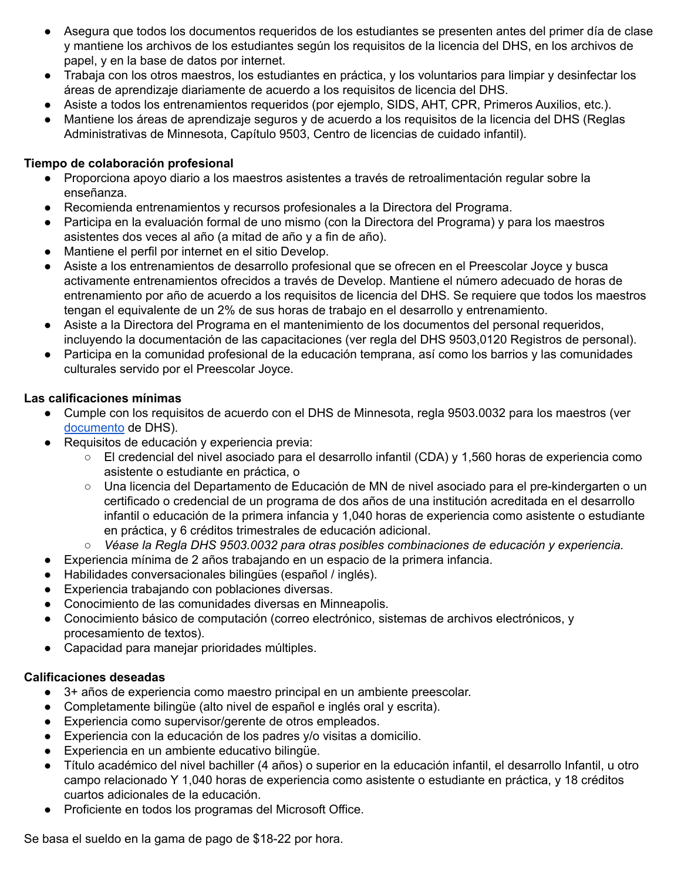- Asegura que todos los documentos requeridos de los estudiantes se presenten antes del primer día de clase y mantiene los archivos de los estudiantes según los requisitos de la licencia del DHS, en los archivos de papel, y en la base de datos por internet.
- Trabaja con los otros maestros, los estudiantes en práctica, y los voluntarios para limpiar y desinfectar los áreas de aprendizaje diariamente de acuerdo a los requisitos de licencia del DHS.
- Asiste a todos los entrenamientos requeridos (por ejemplo, SIDS, AHT, CPR, Primeros Auxilios, etc.).
- Mantiene los áreas de aprendizaje seguros y de acuerdo a los requisitos de la licencia del DHS (Reglas Administrativas de Minnesota, Capítulo 9503, Centro de licencias de cuidado infantil).

**Tiempo de colaboración profesional**

- Proporciona apoyo diario a los maestros asistentes a través de retroalimentación regular sobre la enseñanza.
- Recomienda entrenamientos y recursos profesionales a la Directora del Programa.
- Participa en la evaluación formal de uno mismo (con la Directora del Programa) y para los maestros asistentes dos veces al año (a mitad de año y a fin de año).
- Mantiene el perfil por internet en el sitio Develop.
- Asiste a los entrenamientos de desarrollo profesional que se ofrecen en el Preescolar Joyce y busca activamente entrenamientos ofrecidos a través de Develop. Mantiene el número adecuado de horas de entrenamiento por año de acuerdo a los requisitos de licencia del DHS. Se requiere que todos los maestros tengan el equivalente de un 2% de sus horas de trabajo en el desarrollo y entrenamiento.
- Asiste a la Directora del Programa en el mantenimiento de los documentos del personal requeridos, incluyendo la documentación de las capacitaciones (ver regla del DHS 9503,0120 Registros de personal).
- Participa en la comunidad profesional de la educación temprana, así como los barrios y las comunidades culturales servido por el Preescolar Joyce.

**Las calificaciones mínimas**

- Cumple con los requisitos de acuerdo con el DHS de Minnesota, regla 9503.0032 para los maestros (ver documento de DHS).
- Requisitos de educación y experiencia previa:
  - El credencial del nivel asociado para el desarrollo infantil (CDA) y 1,560 horas de experiencia como asistente o estudiante en práctica, o
  - Una licencia del Departamento de Educación de MN de nivel asociado para el pre-kindergarten o un certificado o credencial de un programa de dos años de una institución acreditada en el desarrollo infantil o educación de la primera infancia y 1,040 horas de experiencia como asistente o estudiante en práctica, y 6 créditos trimestrales de educación adicional.
  - *Véase la Regla DHS 9503.0032 para otras posibles combinaciones de educación y experiencia.*
- Experiencia mínima de 2 años trabajando en un espacio de la primera infancia.
- Habilidades conversacionales bilingües (español / inglés).
- Experiencia trabajando con poblaciones diversas.
- Conocimiento de las comunidades diversas en Minneapolis.
- Conocimiento básico de computación (correo electrónico, sistemas de archivos electrónicos, y procesamiento de textos).
- Capacidad para manejar prioridades múltiples.

**Calificaciones deseadas**

- 3+ años de experiencia como maestro principal en un ambiente preescolar.
- Completamente bilingüe (alto nivel de español e inglés oral y escrita).
- Experiencia como supervisor/gerente de otros empleados.
- Experiencia con la educación de los padres y/o visitas a domicilio.
- Experiencia en un ambiente educativo bilingüe.
- Título académico del nivel bachiller (4 años) o superior en la educación infantil, el desarrollo Infantil, u otro campo relacionado Y 1,040 horas de experiencia como asistente o estudiante en práctica, y 18 créditos cuartos adicionales de la educación.
- Proficiente en todos los programas del Microsoft Office.

Se basa el sueldo en la gama de pago de $18-22 por hora.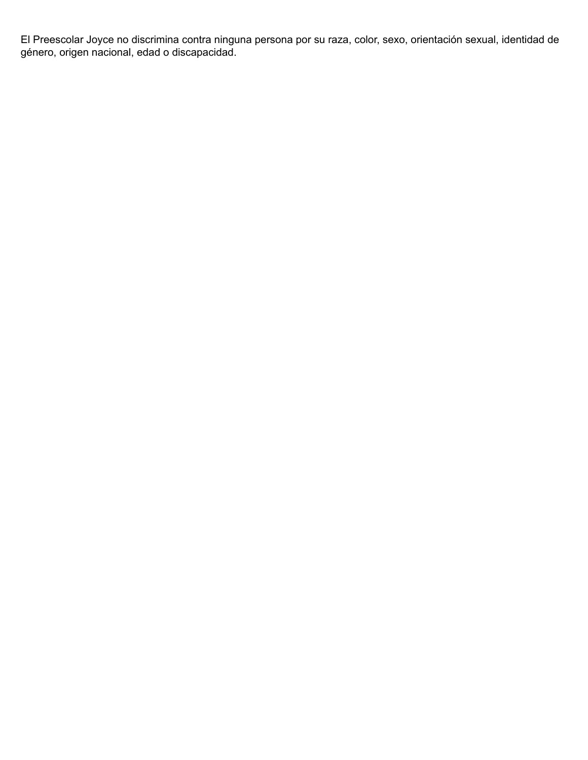El Preescolar Joyce no discrimina contra ninguna persona por su raza, color, sexo, orientación sexual, identidad de género, origen nacional, edad o discapacidad.